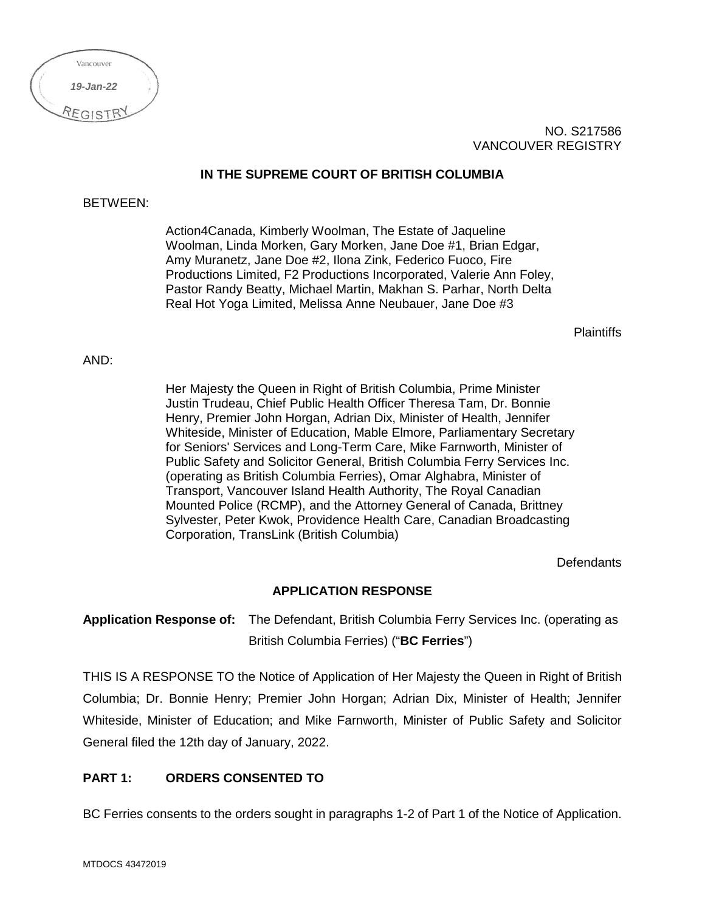Vancouver

*19-Jan-22*

REGISTRY

NO. S217586
VANCOUVER REGISTRY

**IN THE SUPREME COURT OF BRITISH COLUMBIA**

BETWEEN:

Action4Canada, Kimberly Woolman, The Estate of Jaqueline Woolman, Linda Morken, Gary Morken, Jane Doe #1, Brian Edgar, Amy Muranetz, Jane Doe #2, Ilona Zink, Federico Fuoco, Fire Productions Limited, F2 Productions Incorporated, Valerie Ann Foley, Pastor Randy Beatty, Michael Martin, Makhan S. Parhar, North Delta Real Hot Yoga Limited, Melissa Anne Neubauer, Jane Doe #3

Plaintiffs

AND:

Her Majesty the Queen in Right of British Columbia, Prime Minister Justin Trudeau, Chief Public Health Officer Theresa Tam, Dr. Bonnie Henry, Premier John Horgan, Adrian Dix, Minister of Health, Jennifer Whiteside, Minister of Education, Mable Elmore, Parliamentary Secretary for Seniors' Services and Long-Term Care, Mike Farnworth, Minister of Public Safety and Solicitor General, British Columbia Ferry Services Inc. (operating as British Columbia Ferries), Omar Alghabra, Minister of Transport, Vancouver Island Health Authority, The Royal Canadian Mounted Police (RCMP), and the Attorney General of Canada, Brittney Sylvester, Peter Kwok, Providence Health Care, Canadian Broadcasting Corporation, TransLink (British Columbia)

Defendants

## APPLICATION RESPONSE

**Application Response of:** The Defendant, British Columbia Ferry Services Inc. (operating as British Columbia Ferries) ("**BC Ferries**")

THIS IS A RESPONSE TO the Notice of Application of Her Majesty the Queen in Right of British Columbia; Dr. Bonnie Henry; Premier John Horgan; Adrian Dix, Minister of Health; Jennifer Whiteside, Minister of Education; and Mike Farnworth, Minister of Public Safety and Solicitor General filed the 12th day of January, 2022.

### PART 1: ORDERS CONSENTED TO

BC Ferries consents to the orders sought in paragraphs 1-2 of Part 1 of the Notice of Application.

MTDOCS 43472019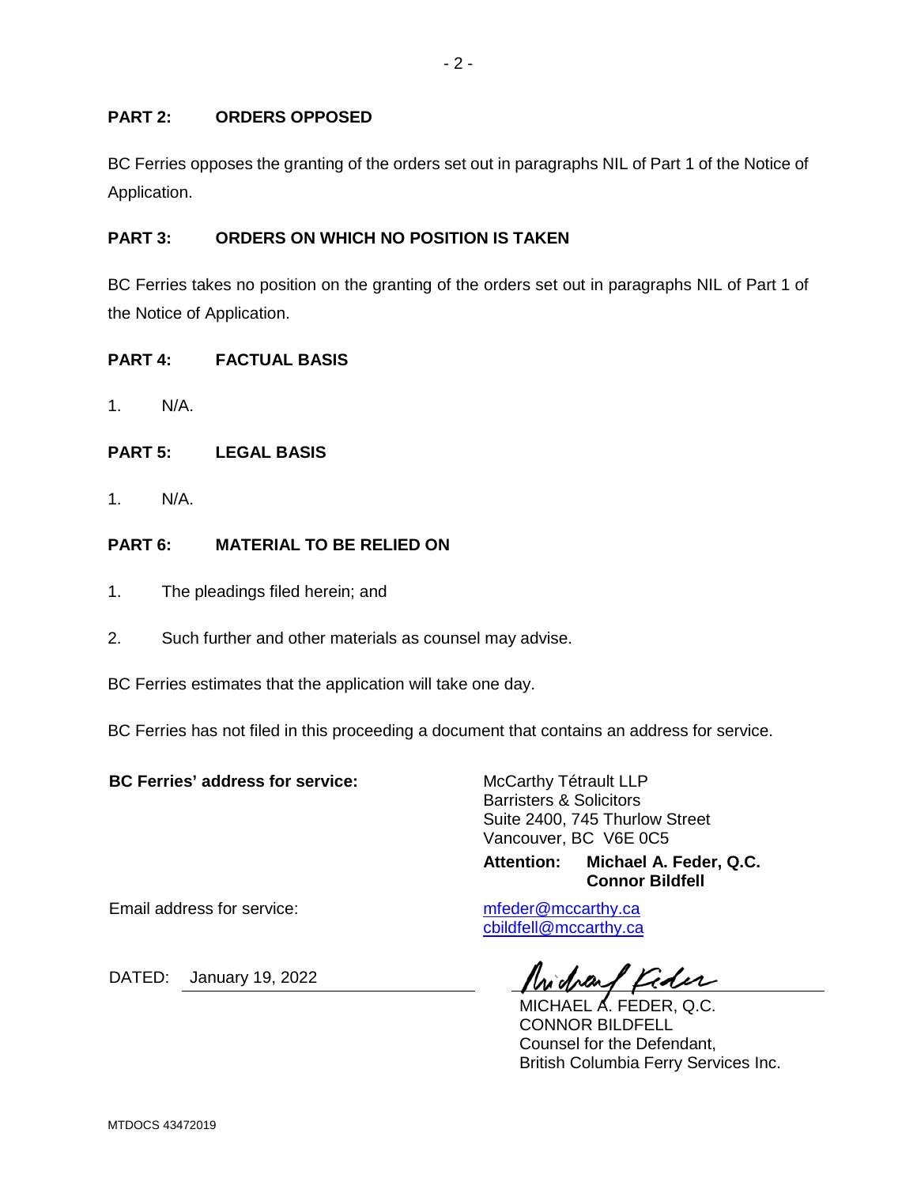## PART 2: ORDERS OPPOSED

BC Ferries opposes the granting of the orders set out in paragraphs NIL of Part 1 of the Notice of Application.

## PART 3: ORDERS ON WHICH NO POSITION IS TAKEN

BC Ferries takes no position on the granting of the orders set out in paragraphs NIL of Part 1 of the Notice of Application.

## PART 4: FACTUAL BASIS

1. N/A.

## PART 5: LEGAL BASIS

1. N/A.

## PART 6: MATERIAL TO BE RELIED ON

1. The pleadings filed herein; and
2. Such further and other materials as counsel may advise.

BC Ferries estimates that the application will take one day.

BC Ferries has not filed in this proceeding a document that contains an address for service.

**BC Ferries' address for service:**

McCarthy Tétrault LLP
Barristers & Solicitors
Suite 2400, 745 Thurlow Street
Vancouver, BC V6E 0C5

**Attention: Michael A. Feder, Q.C.**
**Connor Bildfell**

Email address for service:

mfeder@mccarthy.ca
cbildfell@mccarthy.ca

DATED: January 19, 2022

MICHAEL A. FEDER, Q.C.
CONNOR BILDFELL
Counsel for the Defendant,
British Columbia Ferry Services Inc.

MTDOCS 43472019